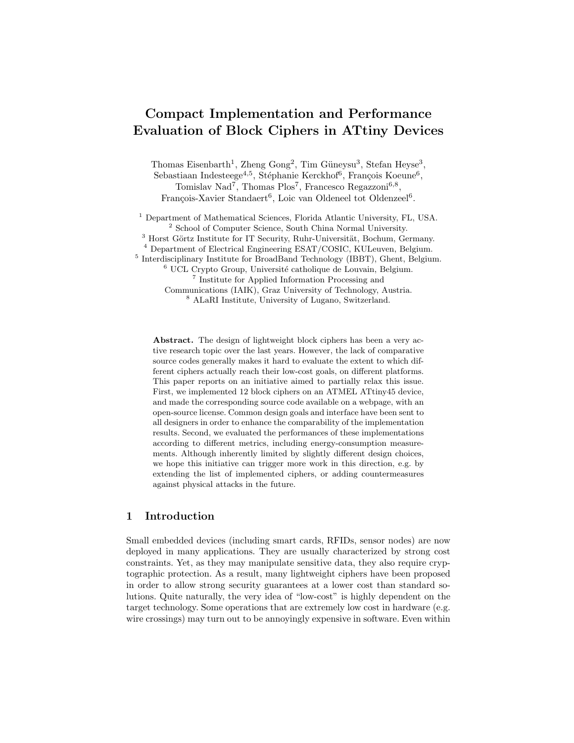# Compact Implementation and Performance Evaluation of Block Ciphers in ATtiny Devices

Thomas Eisenbarth[1], Zheng Gong[2], Tim Güneysu[3], Stefan Heyse[3], Sebastiaan Indesteege[4,5], Stéphanie Kerckhof[6], François Koeune[6], Tomislav Nad[7], Thomas Plos[7], Francesco Regazzoni[6,8], François-Xavier Standaert[6], Loic van Oldeneel tot Oldenzeel[6].

[1] Department of Mathematical Sciences, Florida Atlantic University, FL, USA.
[2] School of Computer Science, South China Normal University.
[3] Horst Görtz Institute for IT Security, Ruhr-Universität, Bochum, Germany.
[4] Department of Electrical Engineering ESAT/COSIC, KULeuven, Belgium.
[5] Interdisciplinary Institute for BroadBand Technology (IBBT), Ghent, Belgium.
[6] UCL Crypto Group, Université catholique de Louvain, Belgium.
[7] Institute for Applied Information Processing and Communications (IAIK), Graz University of Technology, Austria.
[8] ALaRI Institute, University of Lugano, Switzerland.

**Abstract.** The design of lightweight block ciphers has been a very active research topic over the last years. However, the lack of comparative source codes generally makes it hard to evaluate the extent to which different ciphers actually reach their low-cost goals, on different platforms. This paper reports on an initiative aimed to partially relax this issue. First, we implemented 12 block ciphers on an ATMEL ATtiny45 device, and made the corresponding source code available on a webpage, with an open-source license. Common design goals and interface have been sent to all designers in order to enhance the comparability of the implementation results. Second, we evaluated the performances of these implementations according to different metrics, including energy-consumption measurements. Although inherently limited by slightly different design choices, we hope this initiative can trigger more work in this direction, e.g. by extending the list of implemented ciphers, or adding countermeasures against physical attacks in the future.

## 1 Introduction

Small embedded devices (including smart cards, RFIDs, sensor nodes) are now deployed in many applications. They are usually characterized by strong cost constraints. Yet, as they may manipulate sensitive data, they also require cryptographic protection. As a result, many lightweight ciphers have been proposed in order to allow strong security guarantees at a lower cost than standard solutions. Quite naturally, the very idea of "low-cost" is highly dependent on the target technology. Some operations that are extremely low cost in hardware (e.g. wire crossings) may turn out to be annoyingly expensive in software. Even within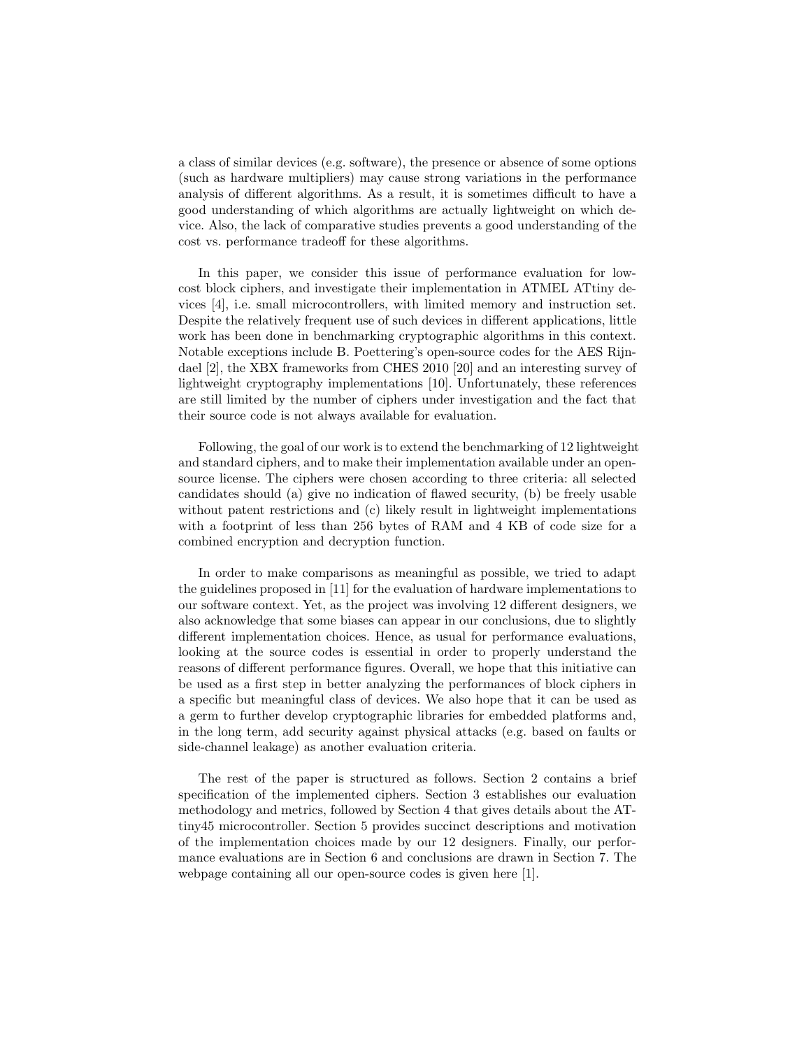a class of similar devices (e.g. software), the presence or absence of some options (such as hardware multipliers) may cause strong variations in the performance analysis of different algorithms. As a result, it is sometimes difficult to have a good understanding of which algorithms are actually lightweight on which device. Also, the lack of comparative studies prevents a good understanding of the cost vs. performance tradeoff for these algorithms.

In this paper, we consider this issue of performance evaluation for low-cost block ciphers, and investigate their implementation in ATMEL ATtiny devices [4], i.e. small microcontrollers, with limited memory and instruction set. Despite the relatively frequent use of such devices in different applications, little work has been done in benchmarking cryptographic algorithms in this context. Notable exceptions include B. Poettering's open-source codes for the AES Rijndael [2], the XBX frameworks from CHES 2010 [20] and an interesting survey of lightweight cryptography implementations [10]. Unfortunately, these references are still limited by the number of ciphers under investigation and the fact that their source code is not always available for evaluation.

Following, the goal of our work is to extend the benchmarking of 12 lightweight and standard ciphers, and to make their implementation available under an open-source license. The ciphers were chosen according to three criteria: all selected candidates should (a) give no indication of flawed security, (b) be freely usable without patent restrictions and (c) likely result in lightweight implementations with a footprint of less than 256 bytes of RAM and 4 KB of code size for a combined encryption and decryption function.

In order to make comparisons as meaningful as possible, we tried to adapt the guidelines proposed in [11] for the evaluation of hardware implementations to our software context. Yet, as the project was involving 12 different designers, we also acknowledge that some biases can appear in our conclusions, due to slightly different implementation choices. Hence, as usual for performance evaluations, looking at the source codes is essential in order to properly understand the reasons of different performance figures. Overall, we hope that this initiative can be used as a first step in better analyzing the performances of block ciphers in a specific but meaningful class of devices. We also hope that it can be used as a germ to further develop cryptographic libraries for embedded platforms and, in the long term, add security against physical attacks (e.g. based on faults or side-channel leakage) as another evaluation criteria.

The rest of the paper is structured as follows. Section 2 contains a brief specification of the implemented ciphers. Section 3 establishes our evaluation methodology and metrics, followed by Section 4 that gives details about the ATtiny45 microcontroller. Section 5 provides succinct descriptions and motivation of the implementation choices made by our 12 designers. Finally, our performance evaluations are in Section 6 and conclusions are drawn in Section 7. The webpage containing all our open-source codes is given here [1].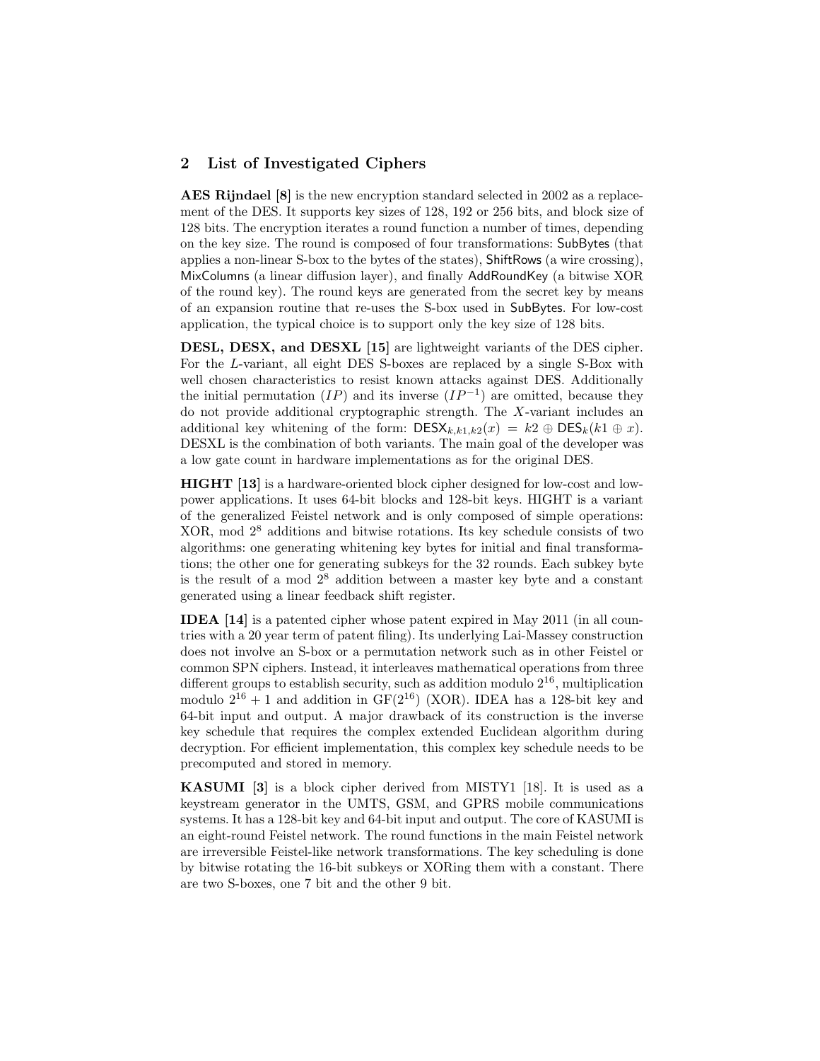## 2 List of Investigated Ciphers

**AES Rijndael [8]** is the new encryption standard selected in 2002 as a replacement of the DES. It supports key sizes of 128, 192 or 256 bits, and block size of 128 bits. The encryption iterates a round function a number of times, depending on the key size. The round is composed of four transformations: SubBytes (that applies a non-linear S-box to the bytes of the states), ShiftRows (a wire crossing), MixColumns (a linear diffusion layer), and finally AddRoundKey (a bitwise XOR of the round key). The round keys are generated from the secret key by means of an expansion routine that re-uses the S-box used in SubBytes. For low-cost application, the typical choice is to support only the key size of 128 bits.

**DESL, DESX, and DESXL [15]** are lightweight variants of the DES cipher. For the $L$-variant, all eight DES S-boxes are replaced by a single S-Box with well chosen characteristics to resist known attacks against DES. Additionally the initial permutation ($IP$) and its inverse ($IP^{-1}$) are omitted, because they do not provide additional cryptographic strength. The $X$-variant includes an additional key whitening of the form: $\mathsf{DESX}_{k,k1,k2}(x) = k2 \oplus \mathsf{DES}_k(k1 \oplus x)$. DESXL is the combination of both variants. The main goal of the developer was a low gate count in hardware implementations as for the original DES.

**HIGHT [13]** is a hardware-oriented block cipher designed for low-cost and low-power applications. It uses 64-bit blocks and 128-bit keys. HIGHT is a variant of the generalized Feistel network and is only composed of simple operations: XOR, mod $2^8$ additions and bitwise rotations. Its key schedule consists of two algorithms: one generating whitening key bytes for initial and final transformations; the other one for generating subkeys for the 32 rounds. Each subkey byte is the result of a mod $2^8$ addition between a master key byte and a constant generated using a linear feedback shift register.

**IDEA [14]** is a patented cipher whose patent expired in May 2011 (in all countries with a 20 year term of patent filing). Its underlying Lai-Massey construction does not involve an S-box or a permutation network such as in other Feistel or common SPN ciphers. Instead, it interleaves mathematical operations from three different groups to establish security, such as addition modulo $2^{16}$, multiplication modulo $2^{16} + 1$ and addition in $\mathrm{GF}(2^{16})$ (XOR). IDEA has a 128-bit key and 64-bit input and output. A major drawback of its construction is the inverse key schedule that requires the complex extended Euclidean algorithm during decryption. For efficient implementation, this complex key schedule needs to be precomputed and stored in memory.

**KASUMI [3]** is a block cipher derived from MISTY1 [18]. It is used as a keystream generator in the UMTS, GSM, and GPRS mobile communications systems. It has a 128-bit key and 64-bit input and output. The core of KASUMI is an eight-round Feistel network. The round functions in the main Feistel network are irreversible Feistel-like network transformations. The key scheduling is done by bitwise rotating the 16-bit subkeys or XORing them with a constant. There are two S-boxes, one 7 bit and the other 9 bit.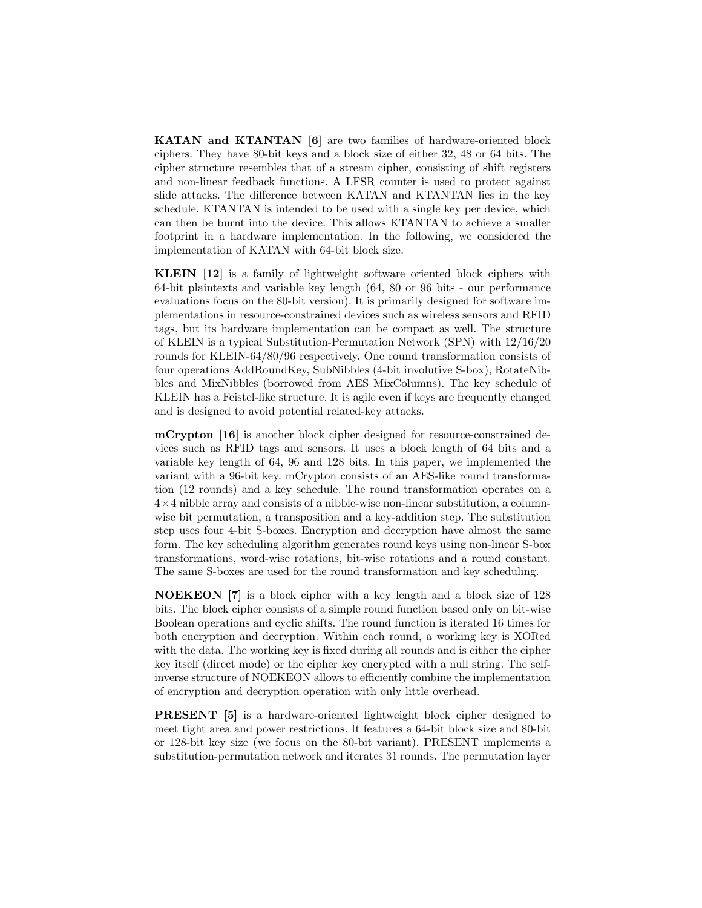**KATAN and KTANTAN [6]** are two families of hardware-oriented block ciphers. They have 80-bit keys and a block size of either 32, 48 or 64 bits. The cipher structure resembles that of a stream cipher, consisting of shift registers and non-linear feedback functions. A LFSR counter is used to protect against slide attacks. The difference between KATAN and KTANTAN lies in the key schedule. KTANTAN is intended to be used with a single key per device, which can then be burnt into the device. This allows KTANTAN to achieve a smaller footprint in a hardware implementation. In the following, we considered the implementation of KATAN with 64-bit block size.

**KLEIN [12]** is a family of lightweight software oriented block ciphers with 64-bit plaintexts and variable key length (64, 80 or 96 bits - our performance evaluations focus on the 80-bit version). It is primarily designed for software implementations in resource-constrained devices such as wireless sensors and RFID tags, but its hardware implementation can be compact as well. The structure of KLEIN is a typical Substitution-Permutation Network (SPN) with 12/16/20 rounds for KLEIN-64/80/96 respectively. One round transformation consists of four operations AddRoundKey, SubNibbles (4-bit involutive S-box), RotateNibbles and MixNibbles (borrowed from AES MixColumns). The key schedule of KLEIN has a Feistel-like structure. It is agile even if keys are frequently changed and is designed to avoid potential related-key attacks.

**mCrypton [16]** is another block cipher designed for resource-constrained devices such as RFID tags and sensors. It uses a block length of 64 bits and a variable key length of 64, 96 and 128 bits. In this paper, we implemented the variant with a 96-bit key. mCrypton consists of an AES-like round transformation (12 rounds) and a key schedule. The round transformation operates on a $4 \times 4$ nibble array and consists of a nibble-wise non-linear substitution, a column-wise bit permutation, a transposition and a key-addition step. The substitution step uses four 4-bit S-boxes. Encryption and decryption have almost the same form. The key scheduling algorithm generates round keys using non-linear S-box transformations, word-wise rotations, bit-wise rotations and a round constant. The same S-boxes are used for the round transformation and key scheduling.

**NOEKEON [7]** is a block cipher with a key length and a block size of 128 bits. The block cipher consists of a simple round function based only on bit-wise Boolean operations and cyclic shifts. The round function is iterated 16 times for both encryption and decryption. Within each round, a working key is XORed with the data. The working key is fixed during all rounds and is either the cipher key itself (direct mode) or the cipher key encrypted with a null string. The self-inverse structure of NOEKEON allows to efficiently combine the implementation of encryption and decryption operation with only little overhead.

**PRESENT [5]** is a hardware-oriented lightweight block cipher designed to meet tight area and power restrictions. It features a 64-bit block size and 80-bit or 128-bit key size (we focus on the 80-bit variant). PRESENT implements a substitution-permutation network and iterates 31 rounds. The permutation layer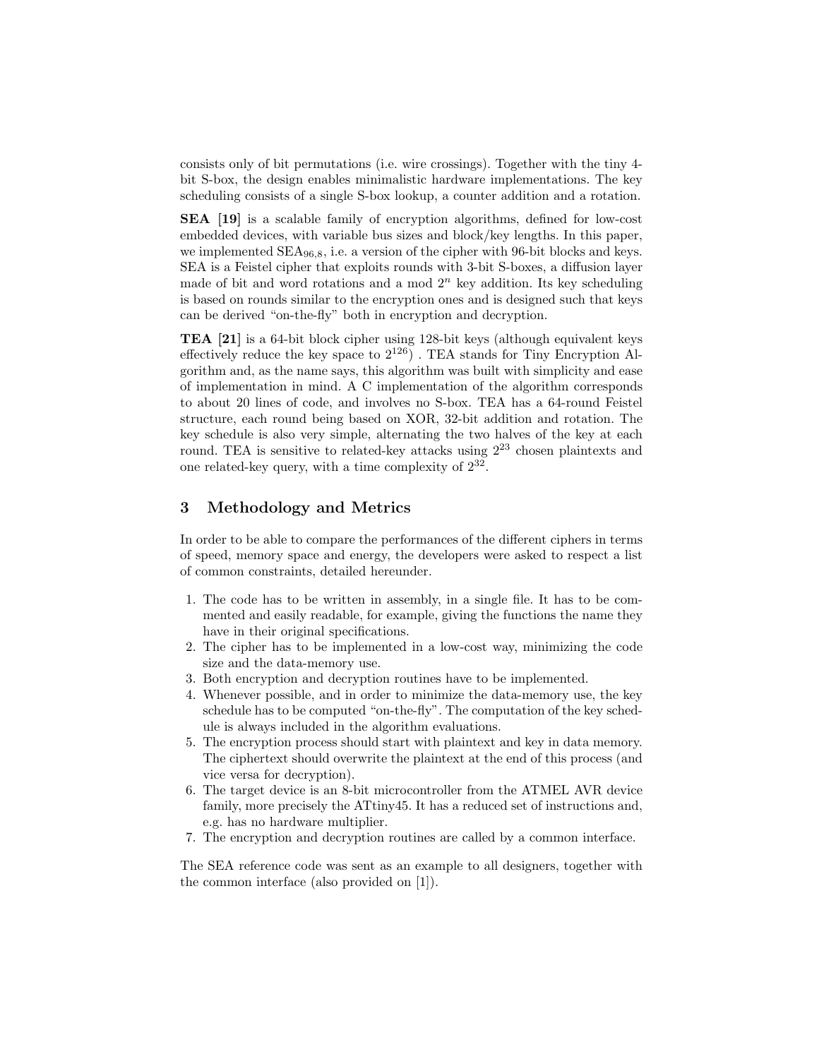consists only of bit permutations (i.e. wire crossings). Together with the tiny 4-bit S-box, the design enables minimalistic hardware implementations. The key scheduling consists of a single S-box lookup, a counter addition and a rotation.

**SEA [19]** is a scalable family of encryption algorithms, defined for low-cost embedded devices, with variable bus sizes and block/key lengths. In this paper, we implemented $SEA_{96,8}$, i.e. a version of the cipher with 96-bit blocks and keys. SEA is a Feistel cipher that exploits rounds with 3-bit S-boxes, a diffusion layer made of bit and word rotations and a mod $2^n$ key addition. Its key scheduling is based on rounds similar to the encryption ones and is designed such that keys can be derived "on-the-fly" both in encryption and decryption.

**TEA [21]** is a 64-bit block cipher using 128-bit keys (although equivalent keys effectively reduce the key space to $2^{126}$) . TEA stands for Tiny Encryption Algorithm and, as the name says, this algorithm was built with simplicity and ease of implementation in mind. A C implementation of the algorithm corresponds to about 20 lines of code, and involves no S-box. TEA has a 64-round Feistel structure, each round being based on XOR, 32-bit addition and rotation. The key schedule is also very simple, alternating the two halves of the key at each round. TEA is sensitive to related-key attacks using $2^{23}$ chosen plaintexts and one related-key query, with a time complexity of $2^{32}$.

## 3 Methodology and Metrics

In order to be able to compare the performances of the different ciphers in terms of speed, memory space and energy, the developers were asked to respect a list of common constraints, detailed hereunder.

1. The code has to be written in assembly, in a single file. It has to be commented and easily readable, for example, giving the functions the name they have in their original specifications.
2. The cipher has to be implemented in a low-cost way, minimizing the code size and the data-memory use.
3. Both encryption and decryption routines have to be implemented.
4. Whenever possible, and in order to minimize the data-memory use, the key schedule has to be computed "on-the-fly". The computation of the key schedule is always included in the algorithm evaluations.
5. The encryption process should start with plaintext and key in data memory. The ciphertext should overwrite the plaintext at the end of this process (and vice versa for decryption).
6. The target device is an 8-bit microcontroller from the ATMEL AVR device family, more precisely the ATtiny45. It has a reduced set of instructions and, e.g. has no hardware multiplier.
7. The encryption and decryption routines are called by a common interface.

The SEA reference code was sent as an example to all designers, together with the common interface (also provided on [1]).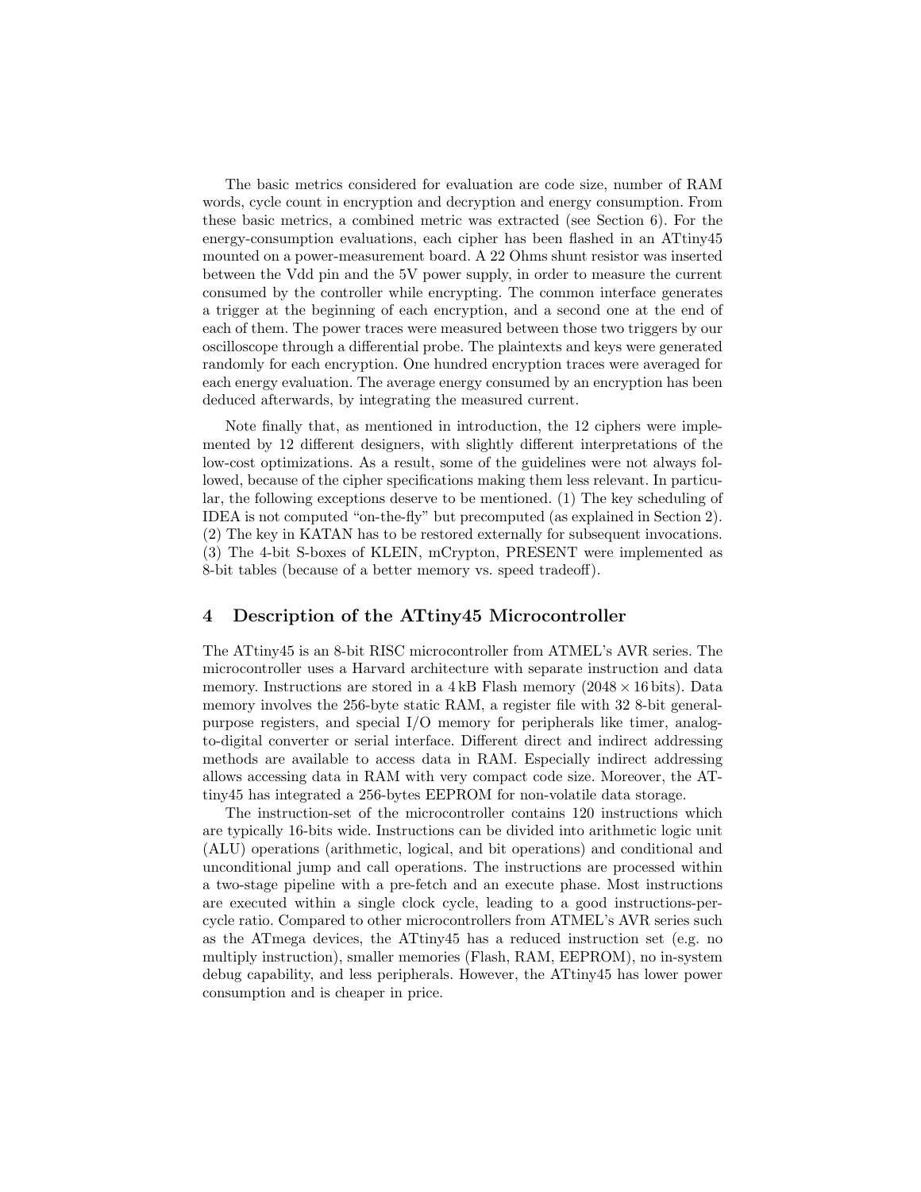The basic metrics considered for evaluation are code size, number of RAM words, cycle count in encryption and decryption and energy consumption. From these basic metrics, a combined metric was extracted (see Section 6). For the energy-consumption evaluations, each cipher has been flashed in an ATtiny45 mounted on a power-measurement board. A 22 Ohms shunt resistor was inserted between the Vdd pin and the 5V power supply, in order to measure the current consumed by the controller while encrypting. The common interface generates a trigger at the beginning of each encryption, and a second one at the end of each of them. The power traces were measured between those two triggers by our oscilloscope through a differential probe. The plaintexts and keys were generated randomly for each encryption. One hundred encryption traces were averaged for each energy evaluation. The average energy consumed by an encryption has been deduced afterwards, by integrating the measured current.

Note finally that, as mentioned in introduction, the 12 ciphers were implemented by 12 different designers, with slightly different interpretations of the low-cost optimizations. As a result, some of the guidelines were not always followed, because of the cipher specifications making them less relevant. In particular, the following exceptions deserve to be mentioned. (1) The key scheduling of IDEA is not computed "on-the-fly" but precomputed (as explained in Section 2). (2) The key in KATAN has to be restored externally for subsequent invocations. (3) The 4-bit S-boxes of KLEIN, mCrypton, PRESENT were implemented as 8-bit tables (because of a better memory vs. speed tradeoff).

## 4 Description of the ATtiny45 Microcontroller

The ATtiny45 is an 8-bit RISC microcontroller from ATMEL's AVR series. The microcontroller uses a Harvard architecture with separate instruction and data memory. Instructions are stored in a 4 kB Flash memory ($2048 \times 16$ bits). Data memory involves the 256-byte static RAM, a register file with 32 8-bit general-purpose registers, and special I/O memory for peripherals like timer, analog-to-digital converter or serial interface. Different direct and indirect addressing methods are available to access data in RAM. Especially indirect addressing allows accessing data in RAM with very compact code size. Moreover, the ATtiny45 has integrated a 256-bytes EEPROM for non-volatile data storage.

The instruction-set of the microcontroller contains 120 instructions which are typically 16-bits wide. Instructions can be divided into arithmetic logic unit (ALU) operations (arithmetic, logical, and bit operations) and conditional and unconditional jump and call operations. The instructions are processed within a two-stage pipeline with a pre-fetch and an execute phase. Most instructions are executed within a single clock cycle, leading to a good instructions-per-cycle ratio. Compared to other microcontrollers from ATMEL's AVR series such as the ATmega devices, the ATtiny45 has a reduced instruction set (e.g. no multiply instruction), smaller memories (Flash, RAM, EEPROM), no in-system debug capability, and less peripherals. However, the ATtiny45 has lower power consumption and is cheaper in price.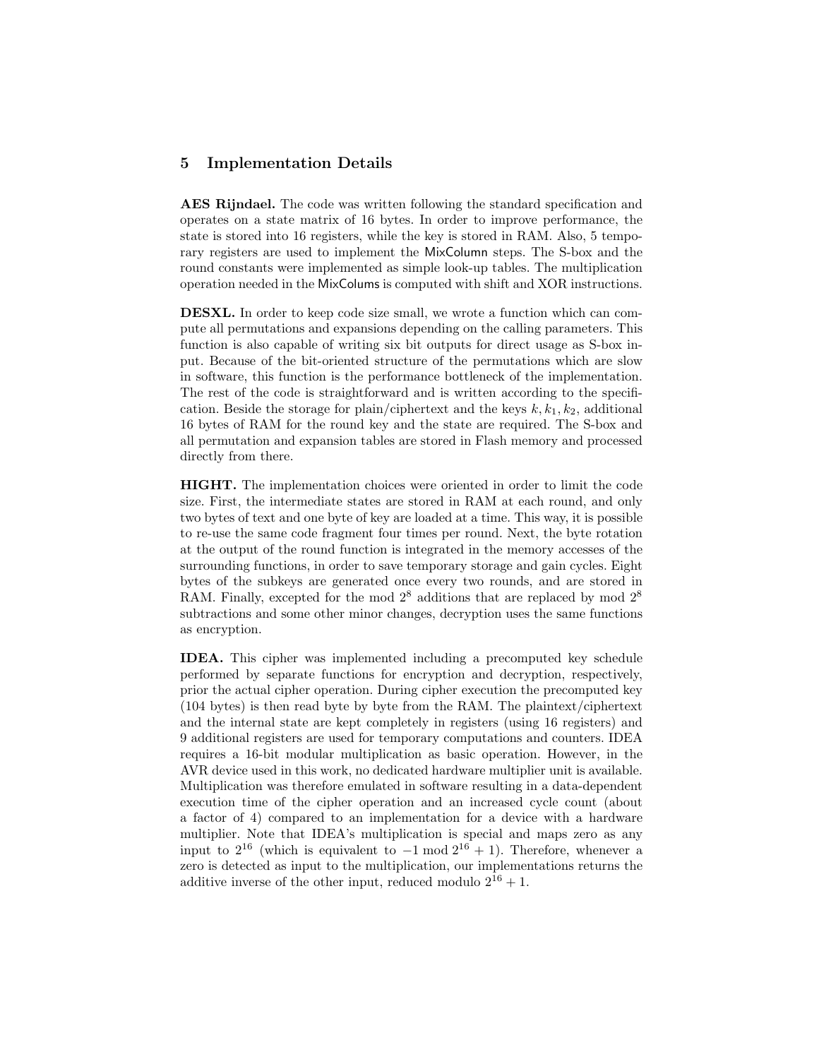## 5 Implementation Details

**AES Rijndael.** The code was written following the standard specification and operates on a state matrix of 16 bytes. In order to improve performance, the state is stored into 16 registers, while the key is stored in RAM. Also, 5 temporary registers are used to implement the MixColumn steps. The S-box and the round constants were implemented as simple look-up tables. The multiplication operation needed in the MixColums is computed with shift and XOR instructions.

**DESXL.** In order to keep code size small, we wrote a function which can compute all permutations and expansions depending on the calling parameters. This function is also capable of writing six bit outputs for direct usage as S-box input. Because of the bit-oriented structure of the permutations which are slow in software, this function is the performance bottleneck of the implementation. The rest of the code is straightforward and is written according to the specification. Beside the storage for plain/ciphertext and the keys $k, k_1, k_2$, additional 16 bytes of RAM for the round key and the state are required. The S-box and all permutation and expansion tables are stored in Flash memory and processed directly from there.

**HIGHT.** The implementation choices were oriented in order to limit the code size. First, the intermediate states are stored in RAM at each round, and only two bytes of text and one byte of key are loaded at a time. This way, it is possible to re-use the same code fragment four times per round. Next, the byte rotation at the output of the round function is integrated in the memory accesses of the surrounding functions, in order to save temporary storage and gain cycles. Eight bytes of the subkeys are generated once every two rounds, and are stored in RAM. Finally, excepted for the mod $2^8$ additions that are replaced by mod $2^8$ subtractions and some other minor changes, decryption uses the same functions as encryption.

**IDEA.** This cipher was implemented including a precomputed key schedule performed by separate functions for encryption and decryption, respectively, prior the actual cipher operation. During cipher execution the precomputed key (104 bytes) is then read byte by byte from the RAM. The plaintext/ciphertext and the internal state are kept completely in registers (using 16 registers) and 9 additional registers are used for temporary computations and counters. IDEA requires a 16-bit modular multiplication as basic operation. However, in the AVR device used in this work, no dedicated hardware multiplier unit is available. Multiplication was therefore emulated in software resulting in a data-dependent execution time of the cipher operation and an increased cycle count (about a factor of 4) compared to an implementation for a device with a hardware multiplier. Note that IDEA's multiplication is special and maps zero as any input to $2^{16}$ (which is equivalent to $-1 \bmod 2^{16}+1$). Therefore, whenever a zero is detected as input to the multiplication, our implementations returns the additive inverse of the other input, reduced modulo $2^{16}+1$.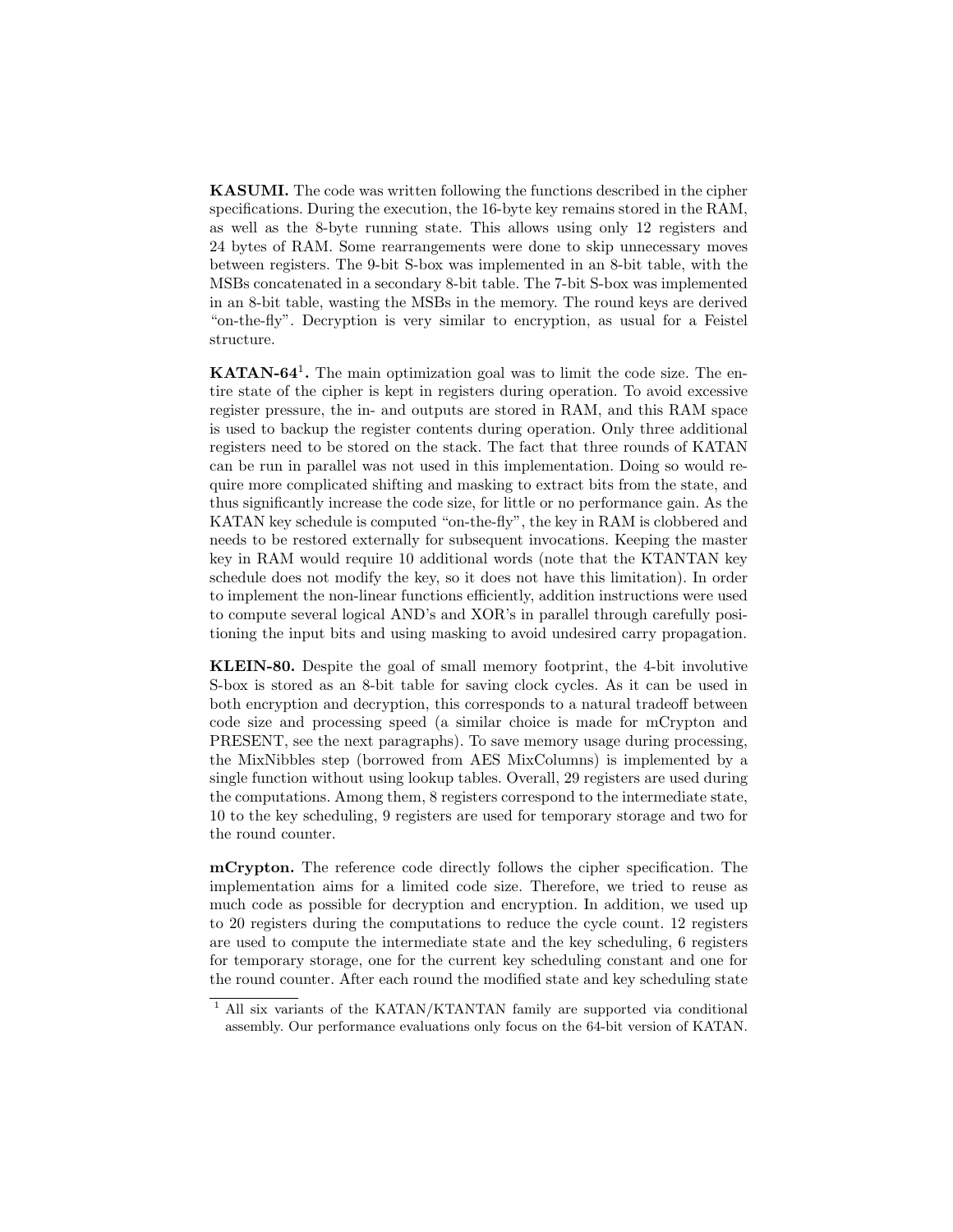**KASUMI.** The code was written following the functions described in the cipher specifications. During the execution, the 16-byte key remains stored in the RAM, as well as the 8-byte running state. This allows using only 12 registers and 24 bytes of RAM. Some rearrangements were done to skip unnecessary moves between registers. The 9-bit S-box was implemented in an 8-bit table, with the MSBs concatenated in a secondary 8-bit table. The 7-bit S-box was implemented in an 8-bit table, wasting the MSBs in the memory. The round keys are derived "on-the-fly". Decryption is very similar to encryption, as usual for a Feistel structure.

**KATAN-64**[1]**.** The main optimization goal was to limit the code size. The entire state of the cipher is kept in registers during operation. To avoid excessive register pressure, the in- and outputs are stored in RAM, and this RAM space is used to backup the register contents during operation. Only three additional registers need to be stored on the stack. The fact that three rounds of KATAN can be run in parallel was not used in this implementation. Doing so would require more complicated shifting and masking to extract bits from the state, and thus significantly increase the code size, for little or no performance gain. As the KATAN key schedule is computed "on-the-fly", the key in RAM is clobbered and needs to be restored externally for subsequent invocations. Keeping the master key in RAM would require 10 additional words (note that the KTANTAN key schedule does not modify the key, so it does not have this limitation). In order to implement the non-linear functions efficiently, addition instructions were used to compute several logical AND's and XOR's in parallel through carefully positioning the input bits and using masking to avoid undesired carry propagation.

**KLEIN-80.** Despite the goal of small memory footprint, the 4-bit involutive S-box is stored as an 8-bit table for saving clock cycles. As it can be used in both encryption and decryption, this corresponds to a natural tradeoff between code size and processing speed (a similar choice is made for mCrypton and PRESENT, see the next paragraphs). To save memory usage during processing, the MixNibbles step (borrowed from AES MixColumns) is implemented by a single function without using lookup tables. Overall, 29 registers are used during the computations. Among them, 8 registers correspond to the intermediate state, 10 to the key scheduling, 9 registers are used for temporary storage and two for the round counter.

**mCrypton.** The reference code directly follows the cipher specification. The implementation aims for a limited code size. Therefore, we tried to reuse as much code as possible for decryption and encryption. In addition, we used up to 20 registers during the computations to reduce the cycle count. 12 registers are used to compute the intermediate state and the key scheduling, 6 registers for temporary storage, one for the current key scheduling constant and one for the round counter. After each round the modified state and key scheduling state

[1] All six variants of the KATAN/KTANTAN family are supported via conditional assembly. Our performance evaluations only focus on the 64-bit version of KATAN.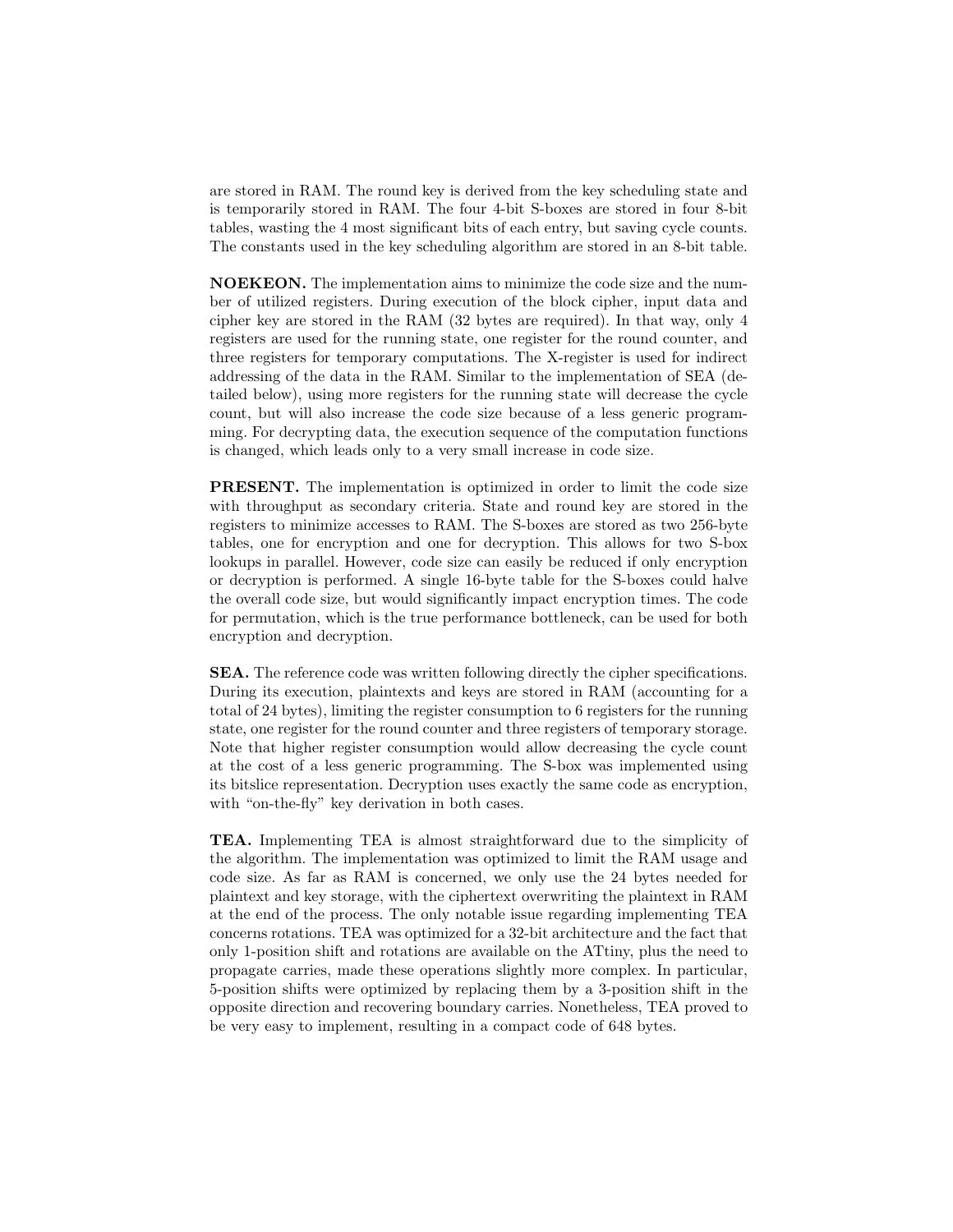are stored in RAM. The round key is derived from the key scheduling state and is temporarily stored in RAM. The four 4-bit S-boxes are stored in four 8-bit tables, wasting the 4 most significant bits of each entry, but saving cycle counts. The constants used in the key scheduling algorithm are stored in an 8-bit table.

**NOEKEON.** The implementation aims to minimize the code size and the number of utilized registers. During execution of the block cipher, input data and cipher key are stored in the RAM (32 bytes are required). In that way, only 4 registers are used for the running state, one register for the round counter, and three registers for temporary computations. The X-register is used for indirect addressing of the data in the RAM. Similar to the implementation of SEA (detailed below), using more registers for the running state will decrease the cycle count, but will also increase the code size because of a less generic programming. For decrypting data, the execution sequence of the computation functions is changed, which leads only to a very small increase in code size.

**PRESENT.** The implementation is optimized in order to limit the code size with throughput as secondary criteria. State and round key are stored in the registers to minimize accesses to RAM. The S-boxes are stored as two 256-byte tables, one for encryption and one for decryption. This allows for two S-box lookups in parallel. However, code size can easily be reduced if only encryption or decryption is performed. A single 16-byte table for the S-boxes could halve the overall code size, but would significantly impact encryption times. The code for permutation, which is the true performance bottleneck, can be used for both encryption and decryption.

**SEA.** The reference code was written following directly the cipher specifications. During its execution, plaintexts and keys are stored in RAM (accounting for a total of 24 bytes), limiting the register consumption to 6 registers for the running state, one register for the round counter and three registers of temporary storage. Note that higher register consumption would allow decreasing the cycle count at the cost of a less generic programming. The S-box was implemented using its bitslice representation. Decryption uses exactly the same code as encryption, with "on-the-fly" key derivation in both cases.

**TEA.** Implementing TEA is almost straightforward due to the simplicity of the algorithm. The implementation was optimized to limit the RAM usage and code size. As far as RAM is concerned, we only use the 24 bytes needed for plaintext and key storage, with the ciphertext overwriting the plaintext in RAM at the end of the process. The only notable issue regarding implementing TEA concerns rotations. TEA was optimized for a 32-bit architecture and the fact that only 1-position shift and rotations are available on the ATtiny, plus the need to propagate carries, made these operations slightly more complex. In particular, 5-position shifts were optimized by replacing them by a 3-position shift in the opposite direction and recovering boundary carries. Nonetheless, TEA proved to be very easy to implement, resulting in a compact code of 648 bytes.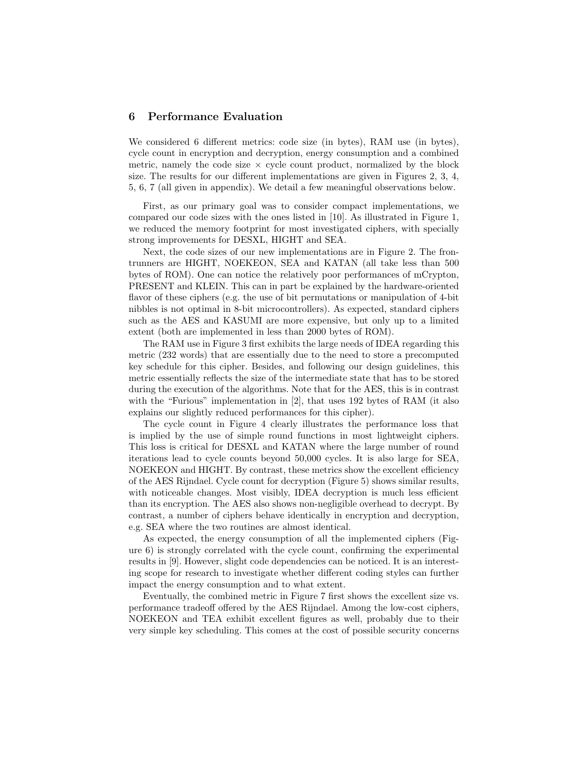## 6 Performance Evaluation

We considered 6 different metrics: code size (in bytes), RAM use (in bytes), cycle count in encryption and decryption, energy consumption and a combined metric, namely the code size × cycle count product, normalized by the block size. The results for our different implementations are given in Figures 2, 3, 4, 5, 6, 7 (all given in appendix). We detail a few meaningful observations below.

First, as our primary goal was to consider compact implementations, we compared our code sizes with the ones listed in [10]. As illustrated in Figure 1, we reduced the memory footprint for most investigated ciphers, with specially strong improvements for DESXL, HIGHT and SEA.

Next, the code sizes of our new implementations are in Figure 2. The frontrunners are HIGHT, NOEKEON, SEA and KATAN (all take less than 500 bytes of ROM). One can notice the relatively poor performances of mCrypton, PRESENT and KLEIN. This can in part be explained by the hardware-oriented flavor of these ciphers (e.g. the use of bit permutations or manipulation of 4-bit nibbles is not optimal in 8-bit microcontrollers). As expected, standard ciphers such as the AES and KASUMI are more expensive, but only up to a limited extent (both are implemented in less than 2000 bytes of ROM).

The RAM use in Figure 3 first exhibits the large needs of IDEA regarding this metric (232 words) that are essentially due to the need to store a precomputed key schedule for this cipher. Besides, and following our design guidelines, this metric essentially reflects the size of the intermediate state that has to be stored during the execution of the algorithms. Note that for the AES, this is in contrast with the "Furious" implementation in [2], that uses 192 bytes of RAM (it also explains our slightly reduced performances for this cipher).

The cycle count in Figure 4 clearly illustrates the performance loss that is implied by the use of simple round functions in most lightweight ciphers. This loss is critical for DESXL and KATAN where the large number of round iterations lead to cycle counts beyond 50,000 cycles. It is also large for SEA, NOEKEON and HIGHT. By contrast, these metrics show the excellent efficiency of the AES Rijndael. Cycle count for decryption (Figure 5) shows similar results, with noticeable changes. Most visibly, IDEA decryption is much less efficient than its encryption. The AES also shows non-negligible overhead to decrypt. By contrast, a number of ciphers behave identically in encryption and decryption, e.g. SEA where the two routines are almost identical.

As expected, the energy consumption of all the implemented ciphers (Figure 6) is strongly correlated with the cycle count, confirming the experimental results in [9]. However, slight code dependencies can be noticed. It is an interesting scope for research to investigate whether different coding styles can further impact the energy consumption and to what extent.

Eventually, the combined metric in Figure 7 first shows the excellent size vs. performance tradeoff offered by the AES Rijndael. Among the low-cost ciphers, NOEKEON and TEA exhibit excellent figures as well, probably due to their very simple key scheduling. This comes at the cost of possible security concerns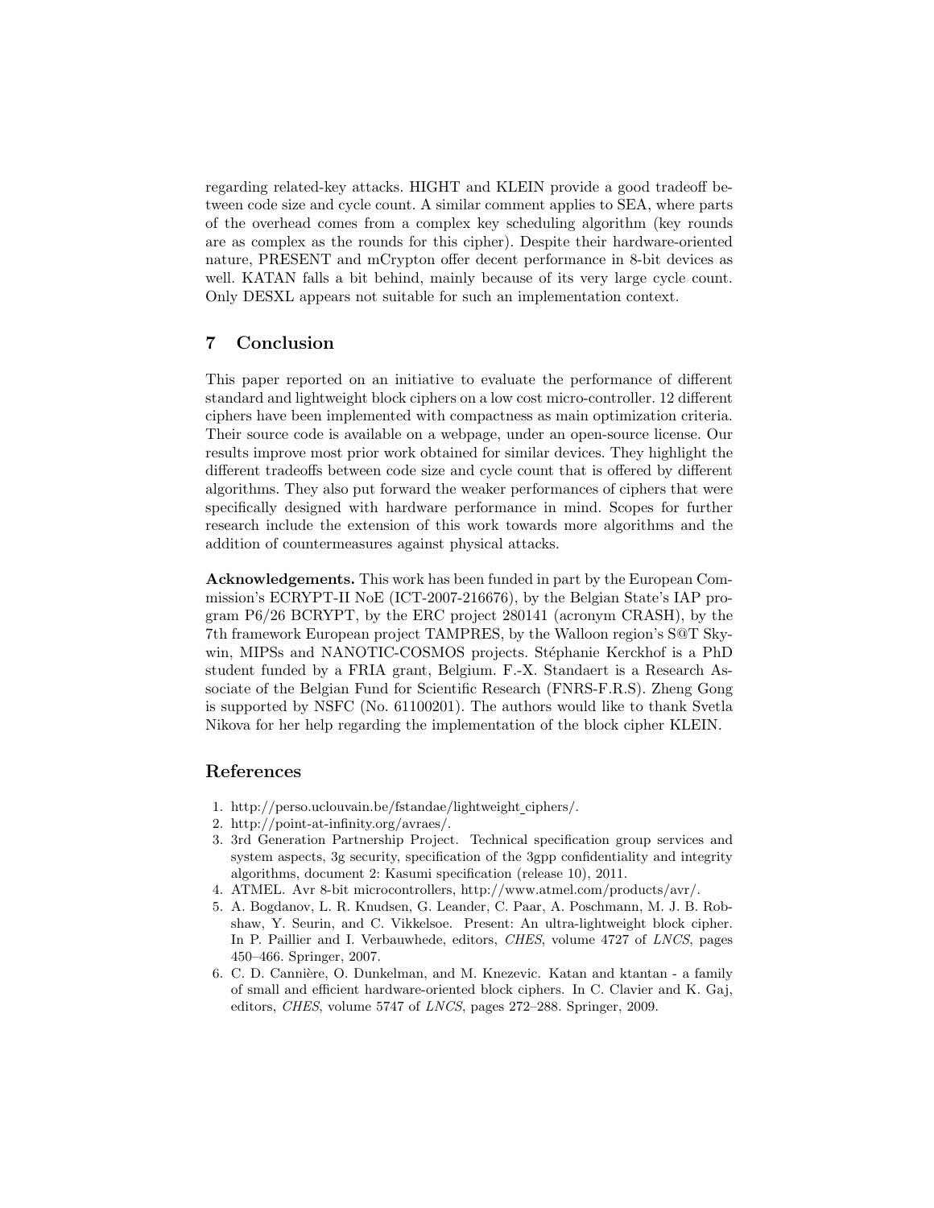regarding related-key attacks. HIGHT and KLEIN provide a good tradeoff between code size and cycle count. A similar comment applies to SEA, where parts of the overhead comes from a complex key scheduling algorithm (key rounds are as complex as the rounds for this cipher). Despite their hardware-oriented nature, PRESENT and mCrypton offer decent performance in 8-bit devices as well. KATAN falls a bit behind, mainly because of its very large cycle count. Only DESXL appears not suitable for such an implementation context.

## 7 Conclusion

This paper reported on an initiative to evaluate the performance of different standard and lightweight block ciphers on a low cost micro-controller. 12 different ciphers have been implemented with compactness as main optimization criteria. Their source code is available on a webpage, under an open-source license. Our results improve most prior work obtained for similar devices. They highlight the different tradeoffs between code size and cycle count that is offered by different algorithms. They also put forward the weaker performances of ciphers that were specifically designed with hardware performance in mind. Scopes for further research include the extension of this work towards more algorithms and the addition of countermeasures against physical attacks.

**Acknowledgements.** This work has been funded in part by the European Commission's ECRYPT-II NoE (ICT-2007-216676), by the Belgian State's IAP program P6/26 BCRYPT, by the ERC project 280141 (acronym CRASH), by the 7th framework European project TAMPRES, by the Walloon region's S@T Skywin, MIPSs and NANOTIC-COSMOS projects. Stéphanie Kerckhof is a PhD student funded by a FRIA grant, Belgium. F.-X. Standaert is a Research Associate of the Belgian Fund for Scientific Research (FNRS-F.R.S). Zheng Gong is supported by NSFC (No. 61100201). The authors would like to thank Svetla Nikova for her help regarding the implementation of the block cipher KLEIN.

## References

1. http://perso.uclouvain.be/fstandae/lightweight_ciphers/.
2. http://point-at-infinity.org/avraes/.
3. 3rd Generation Partnership Project. Technical specification group services and system aspects, 3g security, specification of the 3gpp confidentiality and integrity algorithms, document 2: Kasumi specification (release 10), 2011.
4. ATMEL. Avr 8-bit microcontrollers, http://www.atmel.com/products/avr/.
5. A. Bogdanov, L. R. Knudsen, G. Leander, C. Paar, A. Poschmann, M. J. B. Robshaw, Y. Seurin, and C. Vikkelsoe. Present: An ultra-lightweight block cipher. In P. Paillier and I. Verbauwhede, editors, *CHES*, volume 4727 of *LNCS*, pages 450–466. Springer, 2007.
6. C. D. Cannière, O. Dunkelman, and M. Knezevic. Katan and ktantan - a family of small and efficient hardware-oriented block ciphers. In C. Clavier and K. Gaj, editors, *CHES*, volume 5747 of *LNCS*, pages 272–288. Springer, 2009.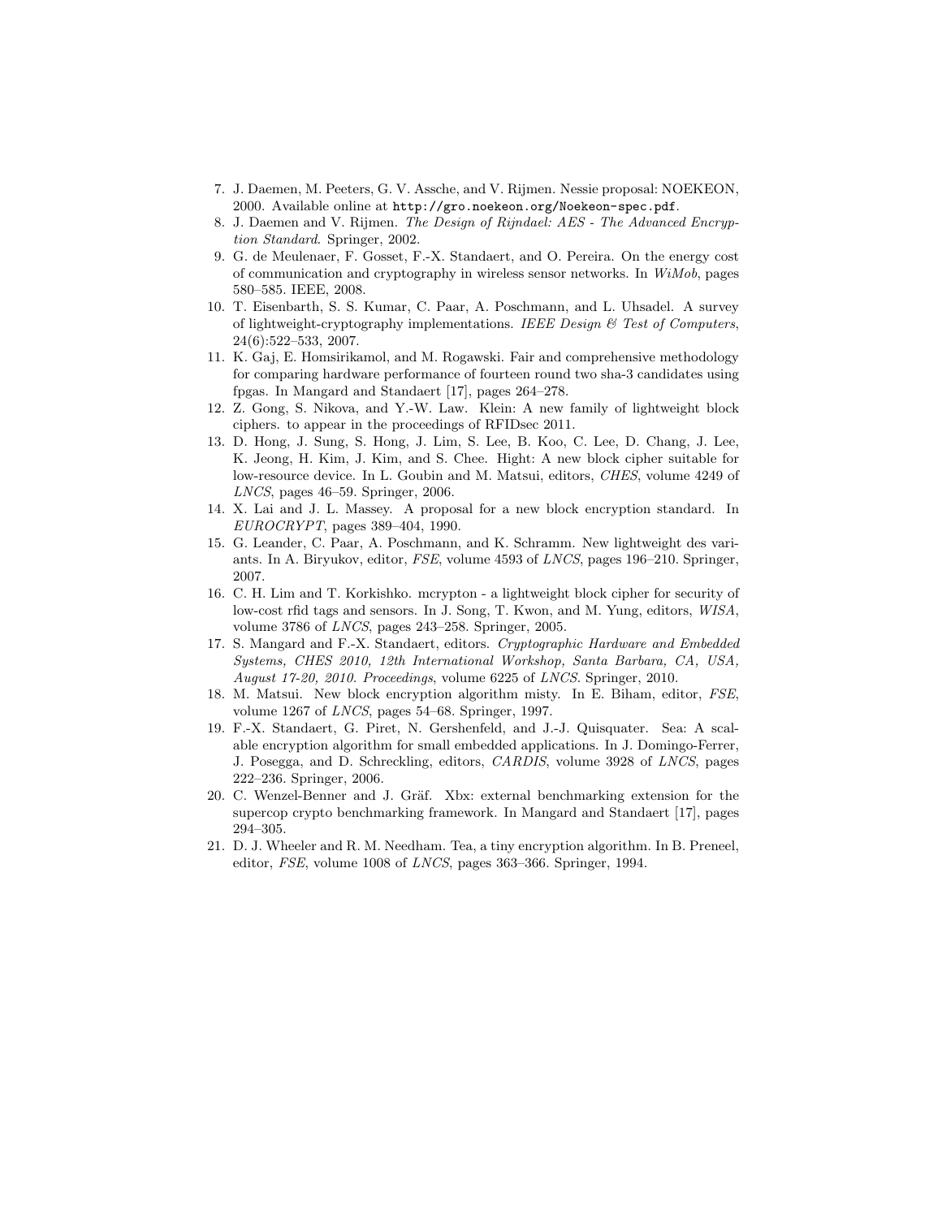7. J. Daemen, M. Peeters, G. V. Assche, and V. Rijmen. Nessie proposal: NOEKEON, 2000. Available online at `http://gro.noekeon.org/Noekeon-spec.pdf`.
8. J. Daemen and V. Rijmen. *The Design of Rijndael: AES - The Advanced Encryption Standard*. Springer, 2002.
9. G. de Meulenaer, F. Gosset, F.-X. Standaert, and O. Pereira. On the energy cost of communication and cryptography in wireless sensor networks. In *WiMob*, pages 580–585. IEEE, 2008.
10. T. Eisenbarth, S. S. Kumar, C. Paar, A. Poschmann, and L. Uhsadel. A survey of lightweight-cryptography implementations. *IEEE Design & Test of Computers*, 24(6):522–533, 2007.
11. K. Gaj, E. Homsirikamol, and M. Rogawski. Fair and comprehensive methodology for comparing hardware performance of fourteen round two sha-3 candidates using fpgas. In Mangard and Standaert [17], pages 264–278.
12. Z. Gong, S. Nikova, and Y.-W. Law. Klein: A new family of lightweight block ciphers. to appear in the proceedings of RFIDsec 2011.
13. D. Hong, J. Sung, S. Hong, J. Lim, S. Lee, B. Koo, C. Lee, D. Chang, J. Lee, K. Jeong, H. Kim, J. Kim, and S. Chee. Hight: A new block cipher suitable for low-resource device. In L. Goubin and M. Matsui, editors, *CHES*, volume 4249 of *LNCS*, pages 46–59. Springer, 2006.
14. X. Lai and J. L. Massey. A proposal for a new block encryption standard. In *EUROCRYPT*, pages 389–404, 1990.
15. G. Leander, C. Paar, A. Poschmann, and K. Schramm. New lightweight des variants. In A. Biryukov, editor, *FSE*, volume 4593 of *LNCS*, pages 196–210. Springer, 2007.
16. C. H. Lim and T. Korkishko. mcrypton - a lightweight block cipher for security of low-cost rfid tags and sensors. In J. Song, T. Kwon, and M. Yung, editors, *WISA*, volume 3786 of *LNCS*, pages 243–258. Springer, 2005.
17. S. Mangard and F.-X. Standaert, editors. *Cryptographic Hardware and Embedded Systems, CHES 2010, 12th International Workshop, Santa Barbara, CA, USA, August 17-20, 2010. Proceedings*, volume 6225 of *LNCS*. Springer, 2010.
18. M. Matsui. New block encryption algorithm misty. In E. Biham, editor, *FSE*, volume 1267 of *LNCS*, pages 54–68. Springer, 1997.
19. F.-X. Standaert, G. Piret, N. Gershenfeld, and J.-J. Quisquater. Sea: A scalable encryption algorithm for small embedded applications. In J. Domingo-Ferrer, J. Posegga, and D. Schreckling, editors, *CARDIS*, volume 3928 of *LNCS*, pages 222–236. Springer, 2006.
20. C. Wenzel-Benner and J. Gräf. Xbx: external benchmarking extension for the supercop crypto benchmarking framework. In Mangard and Standaert [17], pages 294–305.
21. D. J. Wheeler and R. M. Needham. Tea, a tiny encryption algorithm. In B. Preneel, editor, *FSE*, volume 1008 of *LNCS*, pages 363–366. Springer, 1994.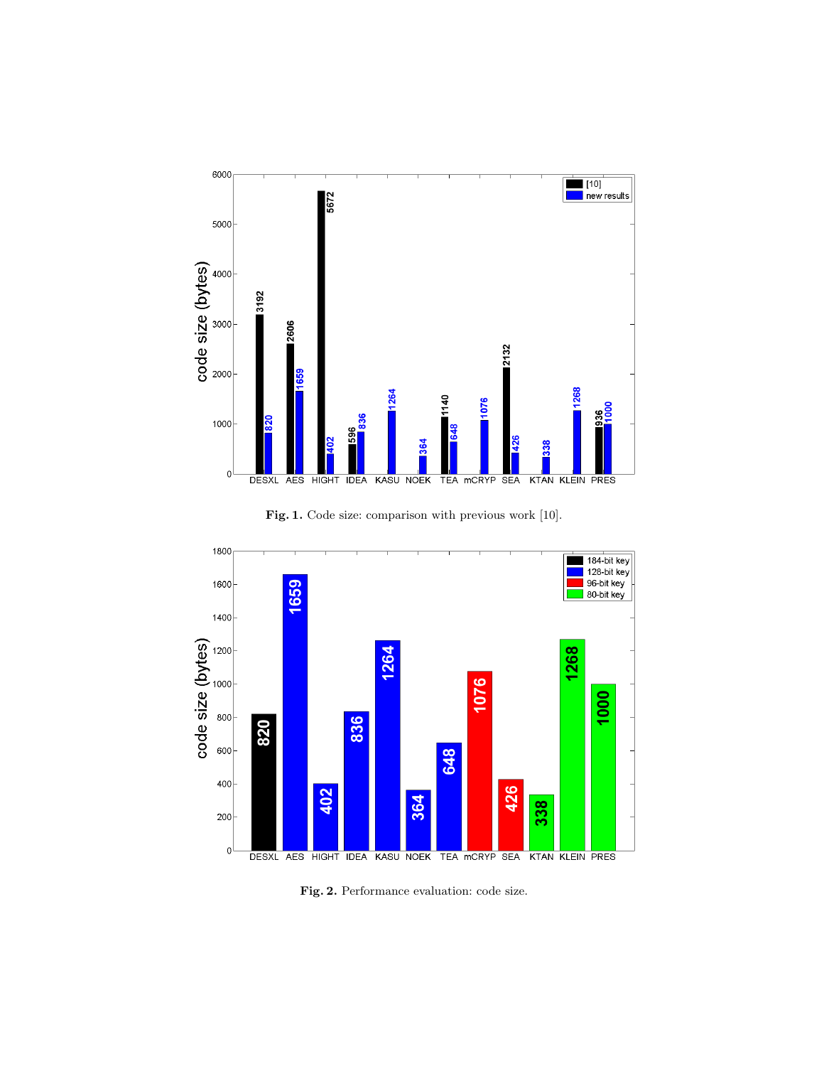**Fig. 1.** Code size: comparison with previous work [10].

**Fig. 2.** Performance evaluation: code size.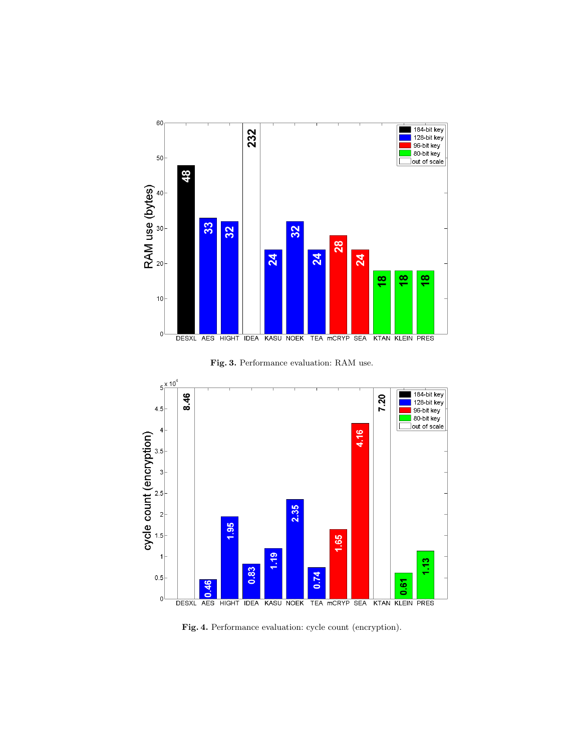Fig. 3. Performance evaluation: RAM use.

Fig. 4. Performance evaluation: cycle count (encryption).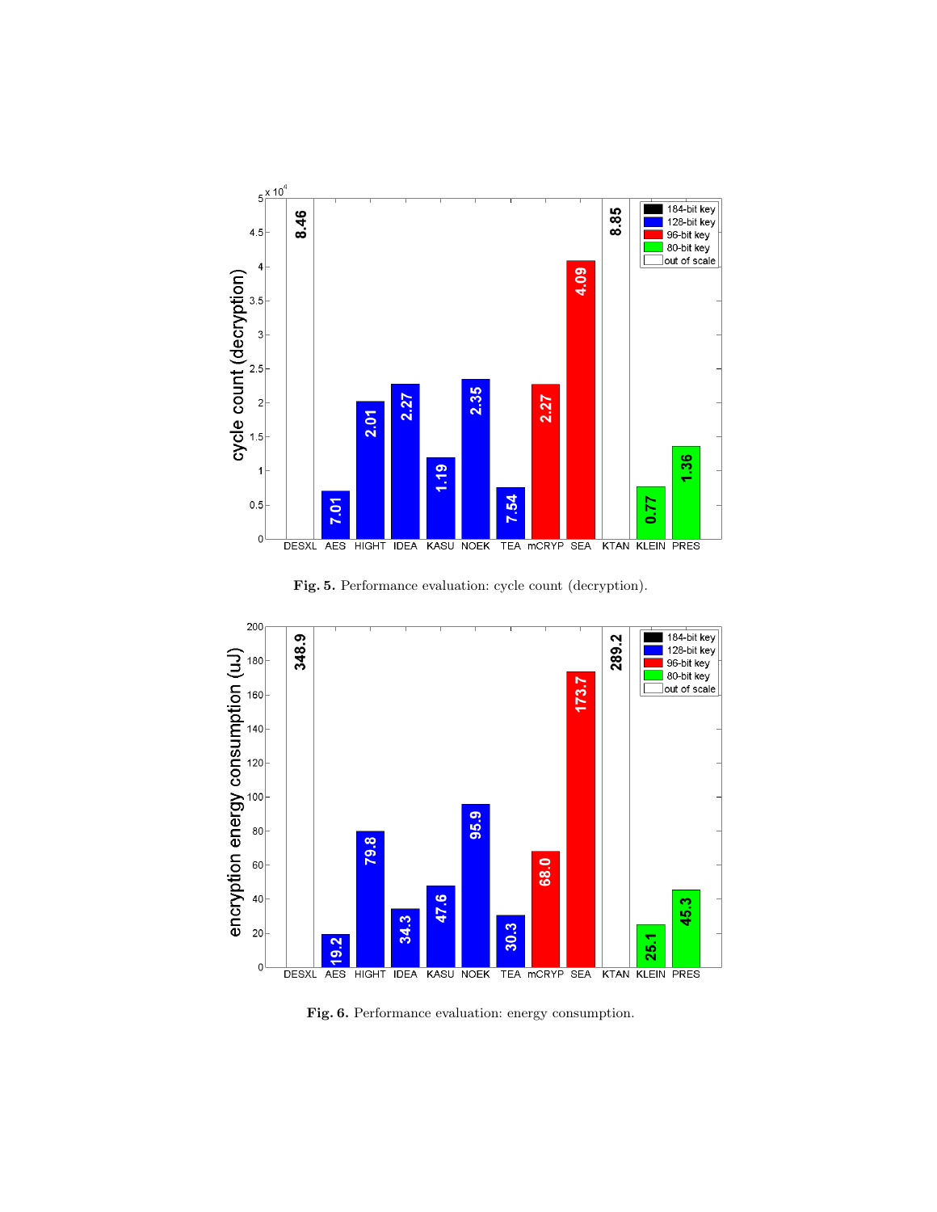Fig. 5. Performance evaluation: cycle count (decryption).

Fig. 6. Performance evaluation: energy consumption.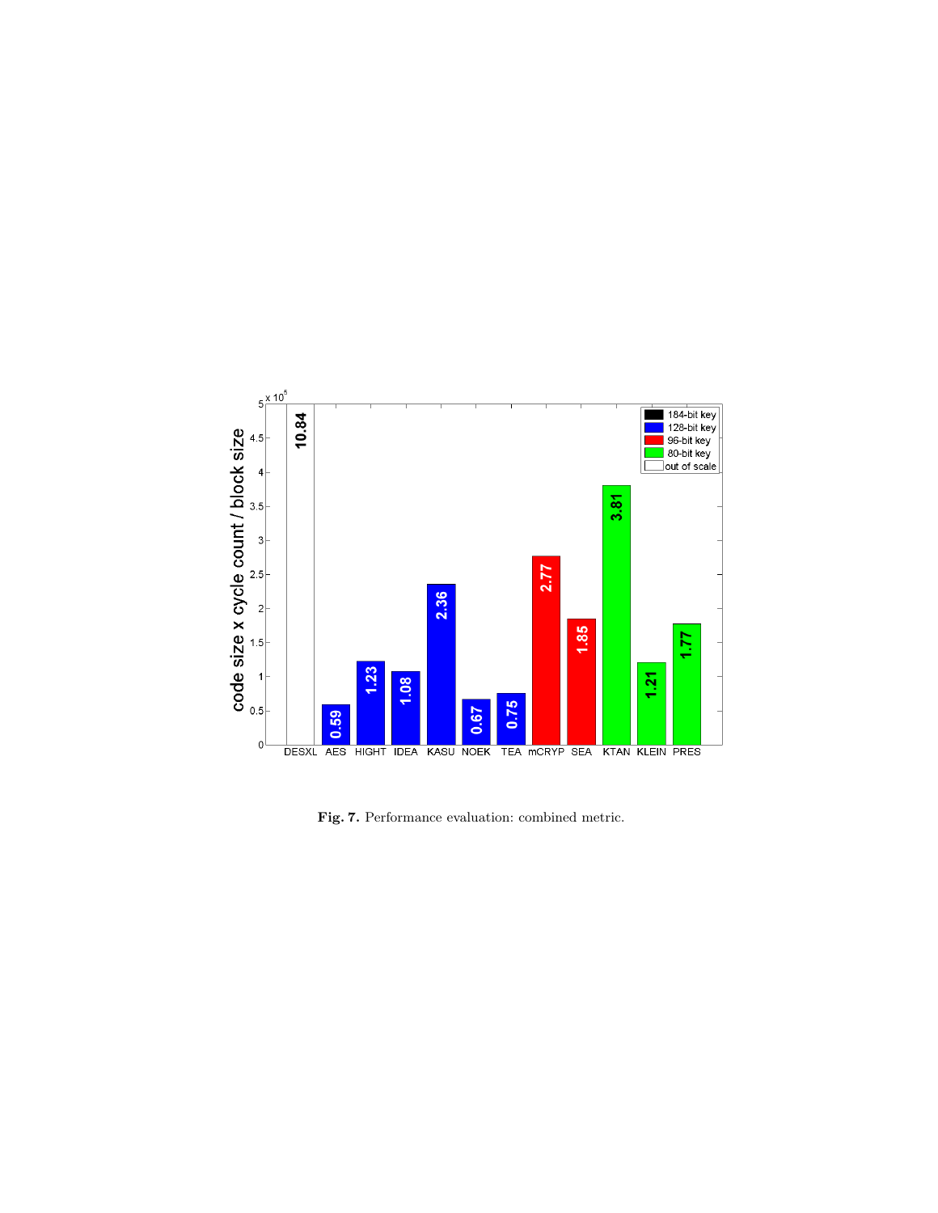$5 \times 10^5$

code size x cycle count / block size

4.5
4
3.5
3
2.5
2
1.5
1
0.5
0

10.84
0.59
1.23
1.08
2.36
0.67
0.75
2.77
1.85
3.81
1.21
1.77

DESXL AES HIGHT IDEA KASU NOEK TEA mCRYP SEA KTAN KLEIN PRES

184-bit key
128-bit key
96-bit key
80-bit key
out of scale

**Fig. 7.** Performance evaluation: combined metric.